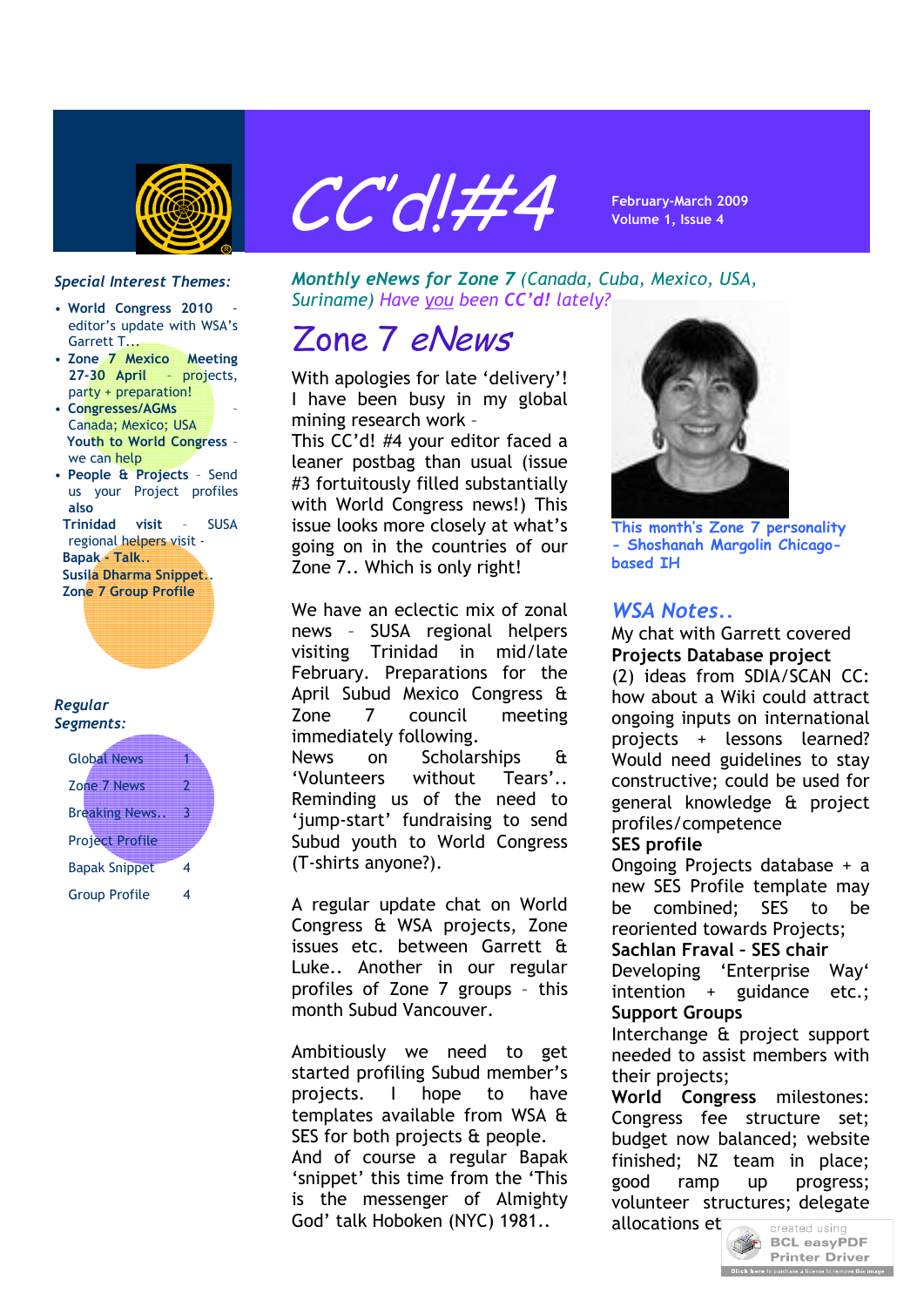# CC'd!#4

February-March 2009
Volume 1, Issue 4

*Special Interest Themes:*

- **World Congress 2010** - editor's update with WSA's Garrett T...
- **Zone 7 Mexico Meeting 27-30 April** - projects, party + preparation!
- **Congresses/AGMs** - Canada; Mexico; USA **Youth to World Congress** - we can help
- **People & Projects** - Send us your Project profiles **also**

**Trinidad visit** - SUSA regional helpers visit -
**Bapak - Talk..**
**Susila Dharma Snippet..**
**Zone 7 Group Profile**

***Regular Segments:***

| | |
|---|---|
| Global News | 1 |
| Zone 7 News | 2 |
| Breaking News.. | 3 |
| Project Profile | |
| Bapak Snippet | 4 |
| Group Profile | 4 |

***Monthly eNews for Zone 7** (Canada, Cuba, Mexico, USA, Suriname) Have you been **CC'd!** lately?*

## *Zone 7 eNews*

With apologies for late 'delivery'! I have been busy in my global mining research work –
This CC'd! #4 your editor faced a leaner postbag than usual (issue #3 fortuitously filled substantially with World Congress news!) This issue looks more closely at what's going on in the countries of our Zone 7.. Which is only right!

We have an eclectic mix of zonal news – SUSA regional helpers visiting Trinidad in mid/late February. Preparations for the April Subud Mexico Congress & Zone 7 council meeting immediately following.
News on Scholarships & 'Volunteers without Tears'..
Reminding us of the need to 'jump-start' fundraising to send Subud youth to World Congress (T-shirts anyone?).

A regular update chat on World Congress & WSA projects, Zone issues etc. between Garrett & Luke.. Another in our regular profiles of Zone 7 groups – this month Subud Vancouver.

Ambitiously we need to get started profiling Subud member's projects. I hope to have templates available from WSA & SES for both projects & people.
And of course a regular Bapak 'snippet' this time from the 'This is the messenger of Almighty God' talk Hoboken (NYC) 1981..

**This month's Zone 7 personality - Shoshanah Margolin Chicago-based IH**

## *WSA Notes..*

My chat with Garrett covered
**Projects Database project**
(2) ideas from SDIA/SCAN CC: how about a Wiki could attract ongoing inputs on international projects + lessons learned? Would need guidelines to stay constructive; could be used for general knowledge & project profiles/competence
**SES profile**
Ongoing Projects database + a new SES Profile template may be combined; SES to be reoriented towards Projects;
**Sachlan Fraval - SES chair**
Developing 'Enterprise Way' intention + guidance etc.;
**Support Groups**
Interchange & project support needed to assist members with their projects;
**World Congress** milestones: Congress fee structure set; budget now balanced; website finished; NZ team in place; good ramp up progress; volunteer structures; delegate allocations et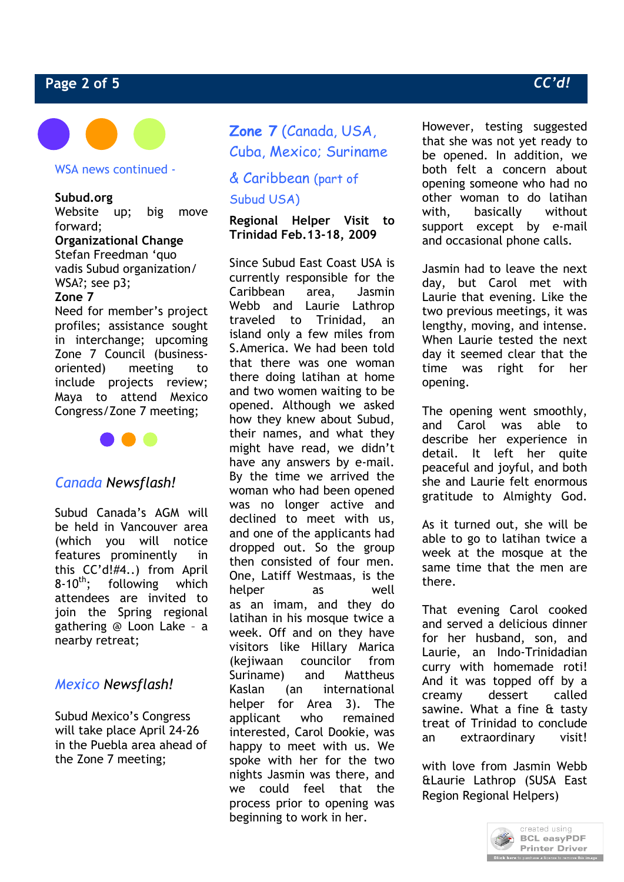WSA news continued -

**Subud.org**
Website up; big move forward;
**Organizational Change**
Stefan Freedman 'quo vadis Subud organization/ WSA?; see p3;
**Zone 7**
Need for member's project profiles; assistance sought in interchange; upcoming Zone 7 Council (business-oriented) meeting to include projects review; Maya to attend Mexico Congress/Zone 7 meeting;

## *Canada* Newsflash!

Subud Canada's AGM will be held in Vancouver area (which you will notice features prominently in this CC'd!#4..) from April 8-10th; following which attendees are invited to join the Spring regional gathering @ Loon Lake – a nearby retreat;

## *Mexico* Newsflash!

Subud Mexico's Congress will take place April 24-26 in the Puebla area ahead of the Zone 7 meeting;

## Zone 7 (Canada, USA, Cuba, Mexico; Suriname & Caribbean (part of Subud USA)

**Regional Helper Visit to Trinidad Feb.13-18, 2009**

Since Subud East Coast USA is currently responsible for the Caribbean area, Jasmin Webb and Laurie Lathrop traveled to Trinidad, an island only a few miles from S.America. We had been told that there was one woman there doing latihan at home and two women waiting to be opened. Although we asked how they knew about Subud, their names, and what they might have read, we didn't have any answers by e-mail. By the time we arrived the woman who had been opened was no longer active and declined to meet with us, and one of the applicants had dropped out. So the group then consisted of four men. One, Latiff Westmaas, is the helper as well as an imam, and they do latihan in his mosque twice a week. Off and on they have visitors like Hillary Marica (kejiwaan councilor from Suriname) and Mattheus Kaslan (an international helper for Area 3). The applicant who remained interested, Carol Dookie, was happy to meet with us. We spoke with her for the two nights Jasmin was there, and we could feel that the process prior to opening was beginning to work in her.

However, testing suggested that she was not yet ready to be opened. In addition, we both felt a concern about opening someone who had no other woman to do latihan with, basically without support except by e-mail and occasional phone calls.

Jasmin had to leave the next day, but Carol met with Laurie that evening. Like the two previous meetings, it was lengthy, moving, and intense. When Laurie tested the next day it seemed clear that the time was right for her opening.

The opening went smoothly, and Carol was able to describe her experience in detail. It left her quite peaceful and joyful, and both she and Laurie felt enormous gratitude to Almighty God.

As it turned out, she will be able to go to latihan twice a week at the mosque at the same time that the men are there.

That evening Carol cooked and served a delicious dinner for her husband, son, and Laurie, an Indo-Trinidadian curry with homemade roti! And it was topped off by a creamy dessert called sawine. What a fine & tasty treat of Trinidad to conclude an extraordinary visit!

with love from Jasmin Webb &Laurie Lathrop (SUSA East Region Regional Helpers)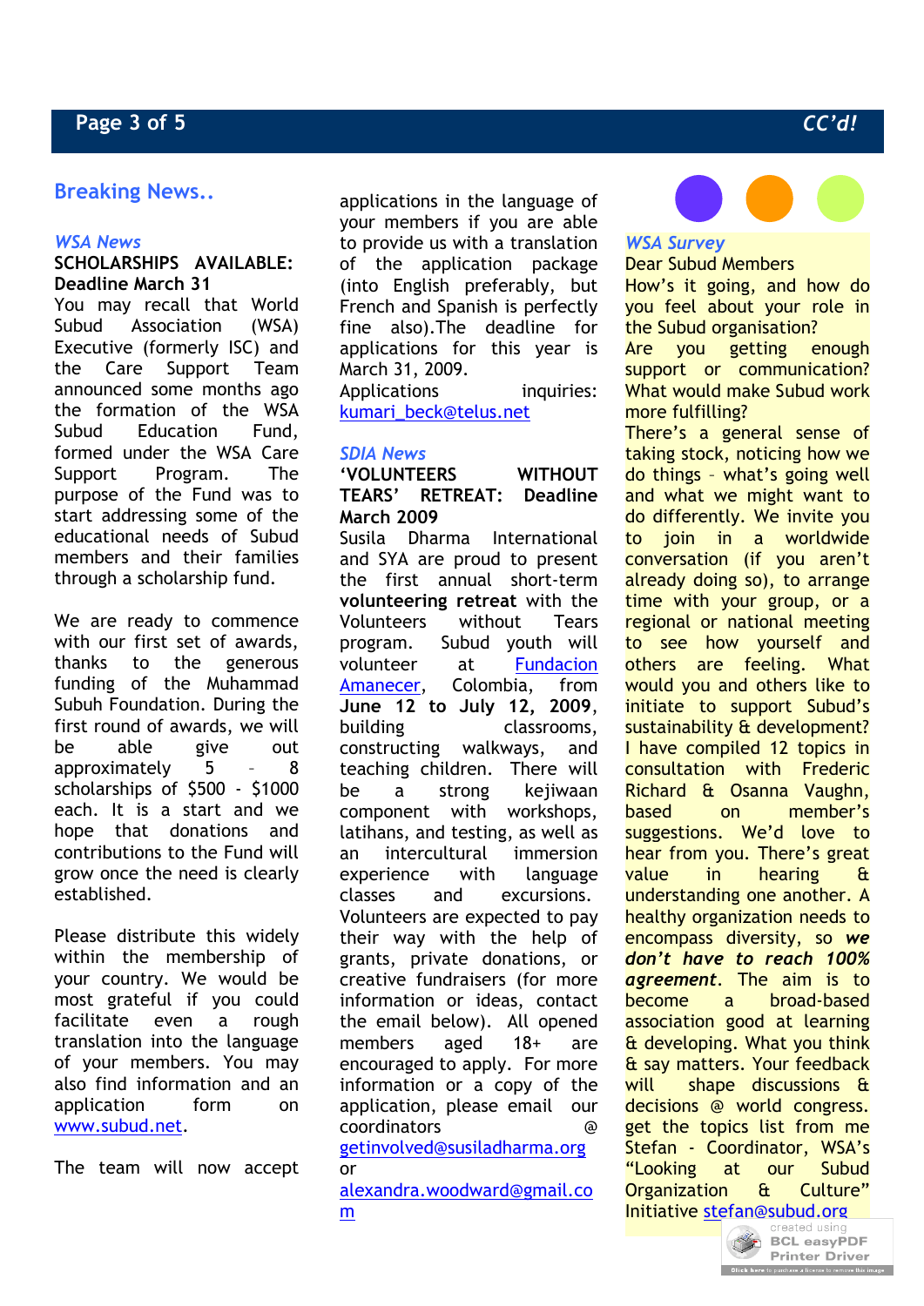## Breaking News..

### *WSA News*

**SCHOLARSHIPS AVAILABLE: Deadline March 31**

You may recall that World Subud Association (WSA) Executive (formerly ISC) and the Care Support Team announced some months ago the formation of the WSA Subud Education Fund, formed under the WSA Care Support Program. The purpose of the Fund was to start addressing some of the educational needs of Subud members and their families through a scholarship fund.

We are ready to commence with our first set of awards, thanks to the generous funding of the Muhammad Subuh Foundation. During the first round of awards, we will be able give out approximately 5 – 8 scholarships of $500 - $1000 each. It is a start and we hope that donations and contributions to the Fund will grow once the need is clearly established.

Please distribute this widely within the membership of your country. We would be most grateful if you could facilitate even a rough translation into the language of your members. You may also find information and an application form on www.subud.net.

The team will now accept applications in the language of your members if you are able to provide us with a translation of the application package (into English preferably, but French and Spanish is perfectly fine also).The deadline for applications for this year is March 31, 2009.

Applications inquiries: kumari_beck@telus.net

### *SDIA News*

**'VOLUNTEERS WITHOUT TEARS' RETREAT: Deadline March 2009**

Susila Dharma International and SYA are proud to present the first annual short-term **volunteering retreat** with the Volunteers without Tears program. Subud youth will volunteer at Fundacion Amanecer, Colombia, from **June 12 to July 12, 2009**, building classrooms, constructing walkways, and teaching children. There will be a strong kejiwaan component with workshops, latihans, and testing, as well as an intercultural immersion experience with language classes and excursions. Volunteers are expected to pay their way with the help of grants, private donations, or creative fundraisers (for more information or ideas, contact the email below). All opened members aged 18+ are encouraged to apply. For more information or a copy of the application, please email our coordinators @ getinvolved@susiladharma.org or alexandra.woodward@gmail.com

### *WSA Survey*

Dear Subud Members

How's it going, and how do you feel about your role in the Subud organisation?

Are you getting enough support or communication? What would make Subud work more fulfilling?

There's a general sense of taking stock, noticing how we do things – what's going well and what we might want to do differently. We invite you to join in a worldwide conversation (if you aren't already doing so), to arrange time with your group, or a regional or national meeting to see how yourself and others are feeling. What would you and others like to initiate to support Subud's sustainability & development? I have compiled 12 topics in consultation with Frederic Richard & Osanna Vaughn, based on member's suggestions. We'd love to hear from you. There's great value in hearing & understanding one another. A healthy organization needs to encompass diversity, so ***we don't have to reach 100% agreement***. The aim is to become a broad-based association good at learning & developing. What you think & say matters. Your feedback will shape discussions & decisions @ world congress. get the topics list from me Stefan - Coordinator, WSA's "Looking at our Subud Organization & Culture" Initiative stefan@subud.org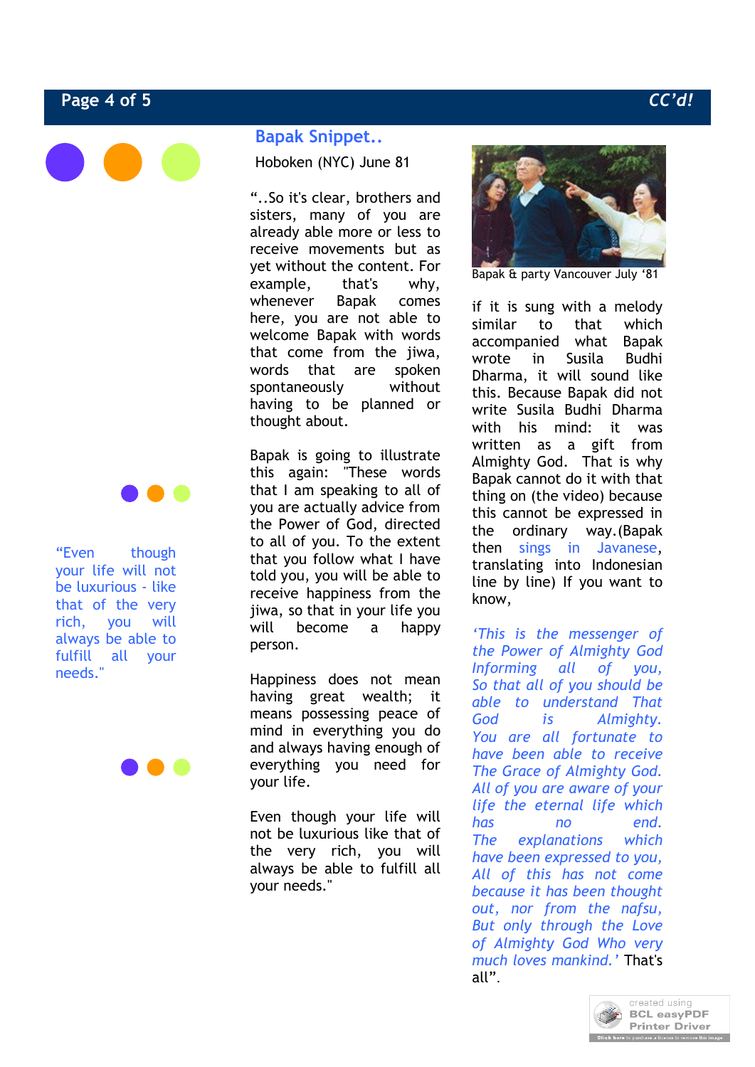## Bapak Snippet..

Hoboken (NYC) June 81

"..So it's clear, brothers and sisters, many of you are already able more or less to receive movements but as yet without the content. For example, that's why, whenever Bapak comes here, you are not able to welcome Bapak with words that come from the jiwa, words that are spoken spontaneously without having to be planned or thought about.

Bapak is going to illustrate this again: "These words that I am speaking to all of you are actually advice from the Power of God, directed to all of you. To the extent that you follow what I have told you, you will be able to receive happiness from the jiwa, so that in your life you will become a happy person.

Happiness does not mean having great wealth; it means possessing peace of mind in everything you do and always having enough of everything you need for your life.

Even though your life will not be luxurious like that of the very rich, you will always be able to fulfill all your needs."

"Even though your life will not be luxurious - like that of the very rich, you will always be able to fulfill all your needs."

Bapak & party Vancouver July '81

if it is sung with a melody similar to that which accompanied what Bapak wrote in Susila Budhi Dharma, it will sound like this. Because Bapak did not write Susila Budhi Dharma with his mind: it was written as a gift from Almighty God. That is why Bapak cannot do it with that thing on (the video) because this cannot be expressed in the ordinary way.(Bapak then sings in Javanese, translating into Indonesian line by line) If you want to know,

*'This is the messenger of*
*the Power of Almighty God*
*Informing all of you,*
*So that all of you should be*
*able to understand That*
*God is Almighty.*
*You are all fortunate to*
*have been able to receive*
*The Grace of Almighty God.*
*All of you are aware of your*
*life the eternal life which*
*has no end.*
*The explanations which*
*have been expressed to you,*
*All of this has not come*
*because it has been thought*
*out, nor from the nafsu,*
*But only through the Love*
*of Almighty God Who very*
*much loves mankind.'* That's all".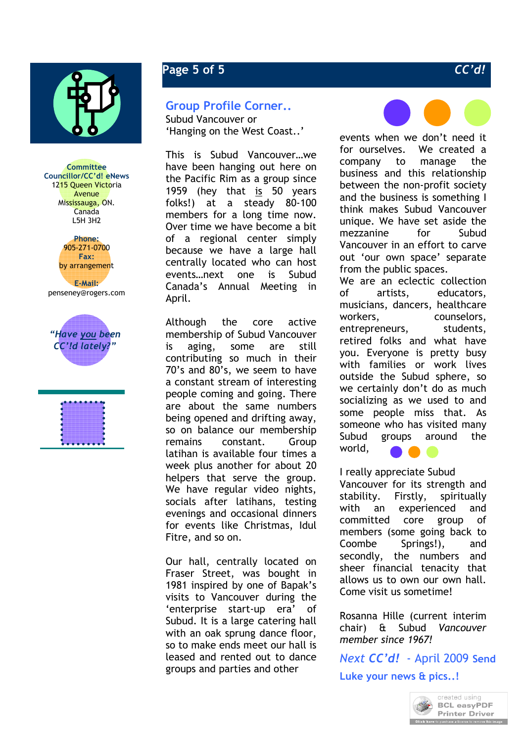Committee Councillor/CC'd! eNews
1215 Queen Victoria Avenue
Mississauga, ON.
Canada
L5H 3H2

**Phone:**
905-271-0700
**Fax:**
by arrangement
**E-Mail:**
penseney@rogers.com

*"Have you been CC'ld lately?"*

## Group Profile Corner..

Subud Vancouver or
'Hanging on the West Coast..'

This is Subud Vancouver…we have been hanging out here on the Pacific Rim as a group since 1959 (hey that is 50 years folks!) at a steady 80-100 members for a long time now. Over time we have become a bit of a regional center simply because we have a large hall centrally located who can host events…next one is Subud Canada's Annual Meeting in April.

Although the core active membership of Subud Vancouver is aging, some are still contributing so much in their 70's and 80's, we seem to have a constant stream of interesting people coming and going. There are about the same numbers being opened and drifting away, so on balance our membership remains constant. Group latihan is available four times a week plus another for about 20 helpers that serve the group. We have regular video nights, socials after latihans, testing evenings and occasional dinners for events like Christmas, Idul Fitre, and so on.

Our hall, centrally located on Fraser Street, was bought in 1981 inspired by one of Bapak's visits to Vancouver during the 'enterprise start-up era' of Subud. It is a large catering hall with an oak sprung dance floor, so to make ends meet our hall is leased and rented out to dance groups and parties and other events when we don't need it for ourselves. We created a company to manage the business and this relationship between the non-profit society and the business is something I think makes Subud Vancouver unique. We have set aside the mezzanine for Subud Vancouver in an effort to carve out 'our own space' separate from the public spaces.

We are an eclectic collection of artists, educators, musicians, dancers, healthcare workers, counselors, entrepreneurs, students, retired folks and what have you. Everyone is pretty busy with families or work lives outside the Subud sphere, so we certainly don't do as much socializing as we used to and some people miss that. As someone who has visited many Subud groups around the world,

I really appreciate Subud Vancouver for its strength and stability. Firstly, spiritually with an experienced and committed core group of members (some going back to Coombe Springs!), and secondly, the numbers and sheer financial tenacity that allows us to own our own hall. Come visit us sometime!

Rosanna Hille (current interim chair) & Subud *Vancouver member since 1967!*

***Next CC'd!*** *- April 2009* **Send Luke your news & pics..!**